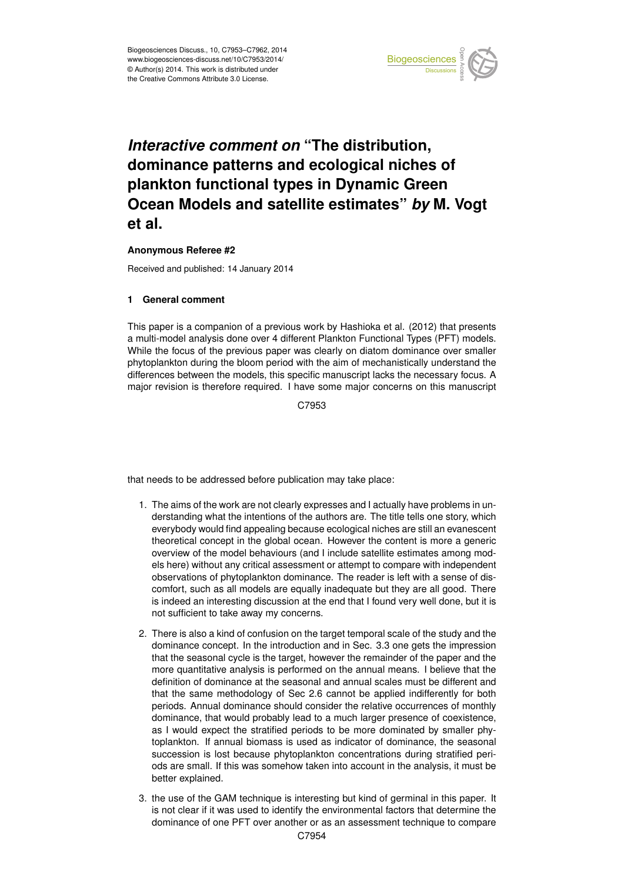# *Interactive comment on* "The distribution, dominance patterns and ecological niches of plankton functional types in Dynamic Green Ocean Models and satellite estimates" *by* M. Vogt et al.

**Anonymous Referee #2**

Received and published: 14 January 2014

## 1 General comment

This paper is a companion of a previous work by Hashioka et al. (2012) that presents a multi-model analysis done over 4 different Plankton Functional Types (PFT) models. While the focus of the previous paper was clearly on diatom dominance over smaller phytoplankton during the bloom period with the aim of mechanistically understand the differences between the models, this specific manuscript lacks the necessary focus. A major revision is therefore required. I have some major concerns on this manuscript that needs to be addressed before publication may take place:

1. The aims of the work are not clearly expresses and I actually have problems in understanding what the intentions of the authors are. The title tells one story, which everybody would find appealing because ecological niches are still an evanescent theoretical concept in the global ocean. However the content is more a generic overview of the model behaviours (and I include satellite estimates among models here) without any critical assessment or attempt to compare with independent observations of phytoplankton dominance. The reader is left with a sense of discomfort, such as all models are equally inadequate but they are all good. There is indeed an interesting discussion at the end that I found very well done, but it is not sufficient to take away my concerns.

2. There is also a kind of confusion on the target temporal scale of the study and the dominance concept. In the introduction and in Sec. 3.3 one gets the impression that the seasonal cycle is the target, however the remainder of the paper and the more quantitative analysis is performed on the annual means. I believe that the definition of dominance at the seasonal and annual scales must be different and that the same methodology of Sec 2.6 cannot be applied indifferently for both periods. Annual dominance should consider the relative occurrences of monthly dominance, that would probably lead to a much larger presence of coexistence, as I would expect the stratified periods to be more dominated by smaller phytoplankton. If annual biomass is used as indicator of dominance, the seasonal succession is lost because phytoplankton concentrations during stratified periods are small. If this was somehow taken into account in the analysis, it must be better explained.

3. the use of the GAM technique is interesting but kind of germinal in this paper. It is not clear if it was used to identify the environmental factors that determine the dominance of one PFT over another or as an assessment technique to compare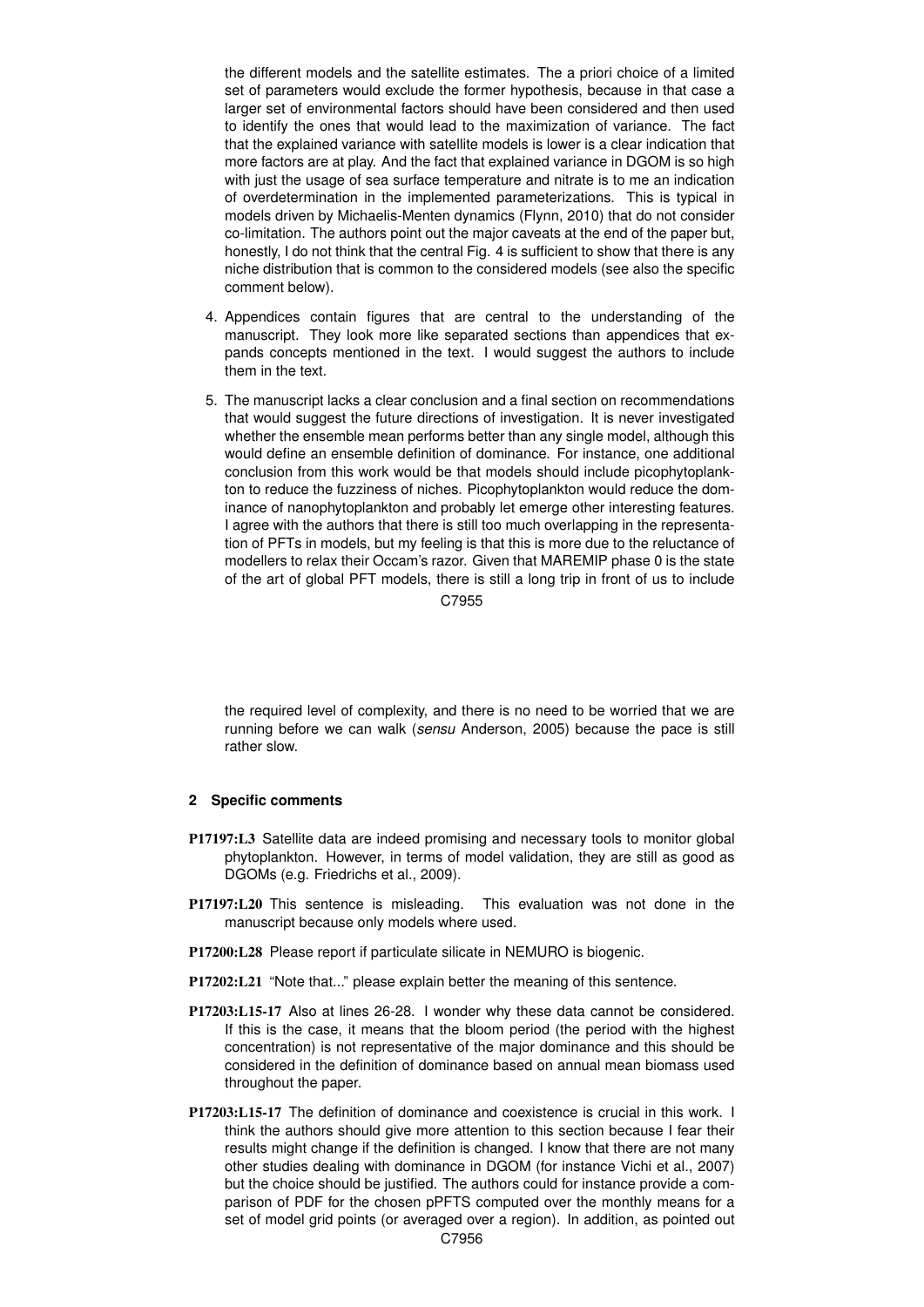the different models and the satellite estimates. The a priori choice of a limited set of parameters would exclude the former hypothesis, because in that case a larger set of environmental factors should have been considered and then used to identify the ones that would lead to the maximization of variance. The fact that the explained variance with satellite models is lower is a clear indication that more factors are at play. And the fact that explained variance in DGOM is so high with just the usage of sea surface temperature and nitrate is to me an indication of overdetermination in the implemented parameterizations. This is typical in models driven by Michaelis-Menten dynamics (Flynn, 2010) that do not consider co-limitation. The authors point out the major caveats at the end of the paper but, honestly, I do not think that the central Fig. 4 is sufficient to show that there is any niche distribution that is common to the considered models (see also the specific comment below).

4. Appendices contain figures that are central to the understanding of the manuscript. They look more like separated sections than appendices that expands concepts mentioned in the text. I would suggest the authors to include them in the text.

5. The manuscript lacks a clear conclusion and a final section on recommendations that would suggest the future directions of investigation. It is never investigated whether the ensemble mean performs better than any single model, although this would define an ensemble definition of dominance. For instance, one additional conclusion from this work would be that models should include picophytoplankton to reduce the fuzziness of niches. Picophytoplankton would reduce the dominance of nanophytoplankton and probably let emerge other interesting features. I agree with the authors that there is still too much overlapping in the representation of PFTs in models, but my feeling is that this is more due to the reluctance of modellers to relax their Occam's razor. Given that MAREMIP phase 0 is the state of the art of global PFT models, there is still a long trip in front of us to include the required level of complexity, and there is no need to be worried that we are running before we can walk (*sensu* Anderson, 2005) because the pace is still rather slow.

## 2 Specific comments

**P17197:L3** Satellite data are indeed promising and necessary tools to monitor global phytoplankton. However, in terms of model validation, they are still as good as DGOMs (e.g. Friedrichs et al., 2009).

**P17197:L20** This sentence is misleading. This evaluation was not done in the manuscript because only models where used.

**P17200:L28** Please report if particulate silicate in NEMURO is biogenic.

**P17202:L21** "Note that..." please explain better the meaning of this sentence.

**P17203:L15-17** Also at lines 26-28. I wonder why these data cannot be considered. If this is the case, it means that the bloom period (the period with the highest concentration) is not representative of the major dominance and this should be considered in the definition of dominance based on annual mean biomass used throughout the paper.

**P17203:L15-17** The definition of dominance and coexistence is crucial in this work. I think the authors should give more attention to this section because I fear their results might change if the definition is changed. I know that there are not many other studies dealing with dominance in DGOM (for instance Vichi et al., 2007) but the choice should be justified. The authors could for instance provide a comparison of PDF for the chosen pPFTS computed over the monthly means for a set of model grid points (or averaged over a region). In addition, as pointed out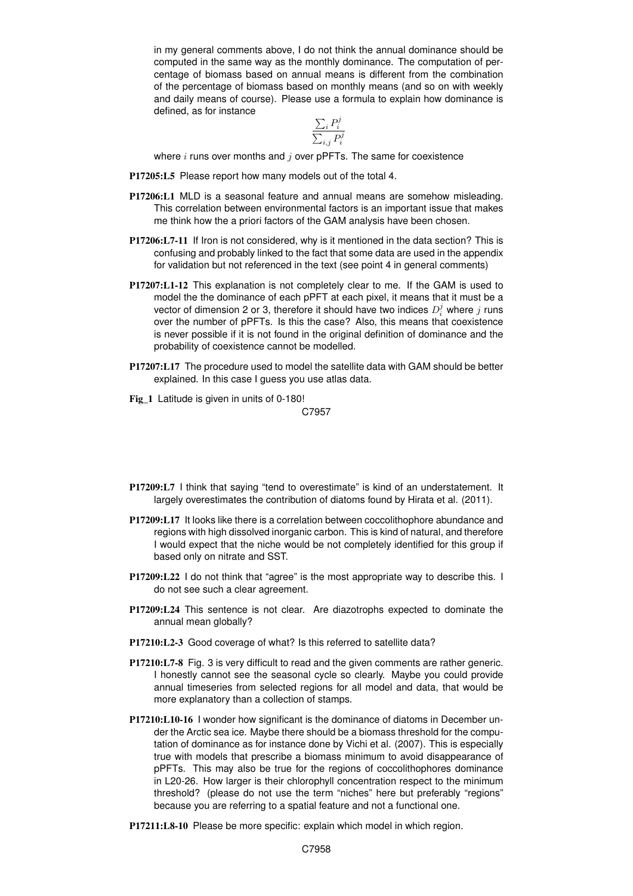in my general comments above, I do not think the annual dominance should be computed in the same way as the monthly dominance. The computation of percentage of biomass based on annual means is different from the combination of the percentage of biomass based on monthly means (and so on with weekly and daily means of course). Please use a formula to explain how dominance is defined, as for instance

$$\frac{\sum_i P_i^j}{\sum_{i,j} P_i^j}$$

where $i$ runs over months and $j$ over pPFTs. The same for coexistence

**P17205:L5** Please report how many models out of the total 4.

**P17206:L1** MLD is a seasonal feature and annual means are somehow misleading. This correlation between environmental factors is an important issue that makes me think how the a priori factors of the GAM analysis have been chosen.

**P17206:L7-11** If Iron is not considered, why is it mentioned in the data section? This is confusing and probably linked to the fact that some data are used in the appendix for validation but not referenced in the text (see point 4 in general comments)

**P17207:L1-12** This explanation is not completely clear to me. If the GAM is used to model the the dominance of each pPFT at each pixel, it means that it must be a vector of dimension 2 or 3, therefore it should have two indices $D_i^j$ where $j$ runs over the number of pPFTs. Is this the case? Also, this means that coexistence is never possible if it is not found in the original definition of dominance and the probability of coexistence cannot be modelled.

**P17207:L17** The procedure used to model the satellite data with GAM should be better explained. In this case I guess you use atlas data.

**Fig_1** Latitude is given in units of 0-180!

**P17209:L7** I think that saying "tend to overestimate" is kind of an understatement. It largely overestimates the contribution of diatoms found by Hirata et al. (2011).

**P17209:L17** It looks like there is a correlation between coccolithophore abundance and regions with high dissolved inorganic carbon. This is kind of natural, and therefore I would expect that the niche would be not completely identified for this group if based only on nitrate and SST.

**P17209:L22** I do not think that "agree" is the most appropriate way to describe this. I do not see such a clear agreement.

**P17209:L24** This sentence is not clear. Are diazotrophs expected to dominate the annual mean globally?

**P17210:L2-3** Good coverage of what? Is this referred to satellite data?

**P17210:L7-8** Fig. 3 is very difficult to read and the given comments are rather generic. I honestly cannot see the seasonal cycle so clearly. Maybe you could provide annual timeseries from selected regions for all model and data, that would be more explanatory than a collection of stamps.

**P17210:L10-16** I wonder how significant is the dominance of diatoms in December under the Arctic sea ice. Maybe there should be a biomass threshold for the computation of dominance as for instance done by Vichi et al. (2007). This is especially true with models that prescribe a biomass minimum to avoid disappearance of pPFTs. This may also be true for the regions of coccolithophores dominance in L20-26. How larger is their chlorophyll concentration respect to the minimum threshold? (please do not use the term "niches" here but preferably "regions" because you are referring to a spatial feature and not a functional one.

**P17211:L8-10** Please be more specific: explain which model in which region.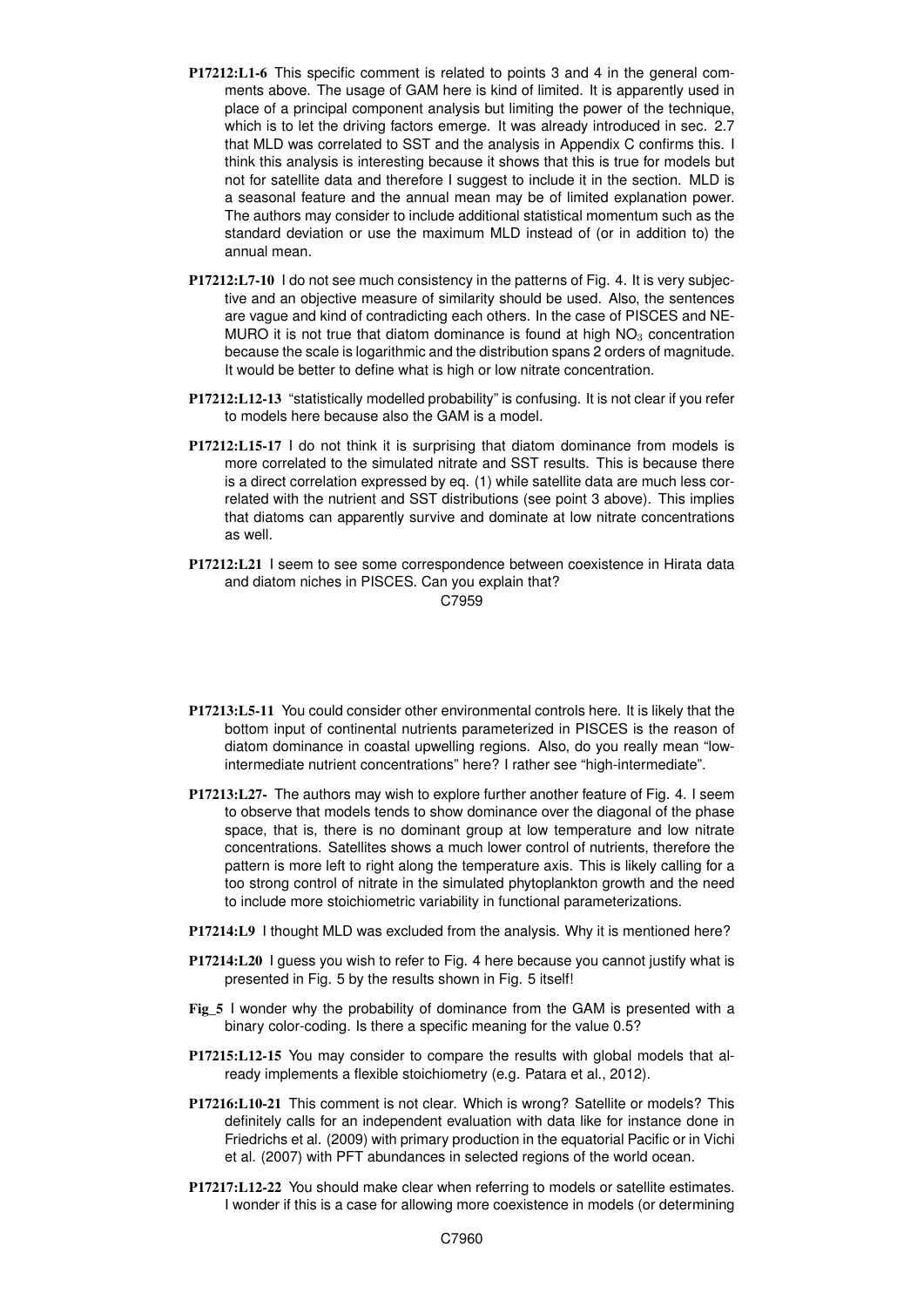**P17212:L1-6** This specific comment is related to points 3 and 4 in the general comments above. The usage of GAM here is kind of limited. It is apparently used in place of a principal component analysis but limiting the power of the technique, which is to let the driving factors emerge. It was already introduced in sec. 2.7 that MLD was correlated to SST and the analysis in Appendix C confirms this. I think this analysis is interesting because it shows that this is true for models but not for satellite data and therefore I suggest to include it in the section. MLD is a seasonal feature and the annual mean may be of limited explanation power. The authors may consider to include additional statistical momentum such as the standard deviation or use the maximum MLD instead of (or in addition to) the annual mean.

**P17212:L7-10** I do not see much consistency in the patterns of Fig. 4. It is very subjective and an objective measure of similarity should be used. Also, the sentences are vague and kind of contradicting each others. In the case of PISCES and NEMURO it is not true that diatom dominance is found at high $NO_3$ concentration because the scale is logarithmic and the distribution spans 2 orders of magnitude. It would be better to define what is high or low nitrate concentration.

**P17212:L12-13** "statistically modelled probability" is confusing. It is not clear if you refer to models here because also the GAM is a model.

**P17212:L15-17** I do not think it is surprising that diatom dominance from models is more correlated to the simulated nitrate and SST results. This is because there is a direct correlation expressed by eq. (1) while satellite data are much less correlated with the nutrient and SST distributions (see point 3 above). This implies that diatoms can apparently survive and dominate at low nitrate concentrations as well.

**P17212:L21** I seem to see some correspondence between coexistence in Hirata data and diatom niches in PISCES. Can you explain that?

**P17213:L5-11** You could consider other environmental controls here. It is likely that the bottom input of continental nutrients parameterized in PISCES is the reason of diatom dominance in coastal upwelling regions. Also, do you really mean "low-intermediate nutrient concentrations" here? I rather see "high-intermediate".

**P17213:L27-** The authors may wish to explore further another feature of Fig. 4. I seem to observe that models tends to show dominance over the diagonal of the phase space, that is, there is no dominant group at low temperature and low nitrate concentrations. Satellites shows a much lower control of nutrients, therefore the pattern is more left to right along the temperature axis. This is likely calling for a too strong control of nitrate in the simulated phytoplankton growth and the need to include more stoichiometric variability in functional parameterizations.

**P17214:L9** I thought MLD was excluded from the analysis. Why it is mentioned here?

**P17214:L20** I guess you wish to refer to Fig. 4 here because you cannot justify what is presented in Fig. 5 by the results shown in Fig. 5 itself!

**Fig_5** I wonder why the probability of dominance from the GAM is presented with a binary color-coding. Is there a specific meaning for the value 0.5?

**P17215:L12-15** You may consider to compare the results with global models that already implements a flexible stoichiometry (e.g. Patara et al., 2012).

**P17216:L10-21** This comment is not clear. Which is wrong? Satellite or models? This definitely calls for an independent evaluation with data like for instance done in Friedrichs et al. (2009) with primary production in the equatorial Pacific or in Vichi et al. (2007) with PFT abundances in selected regions of the world ocean.

**P17217:L12-22** You should make clear when referring to models or satellite estimates. I wonder if this is a case for allowing more coexistence in models (or determining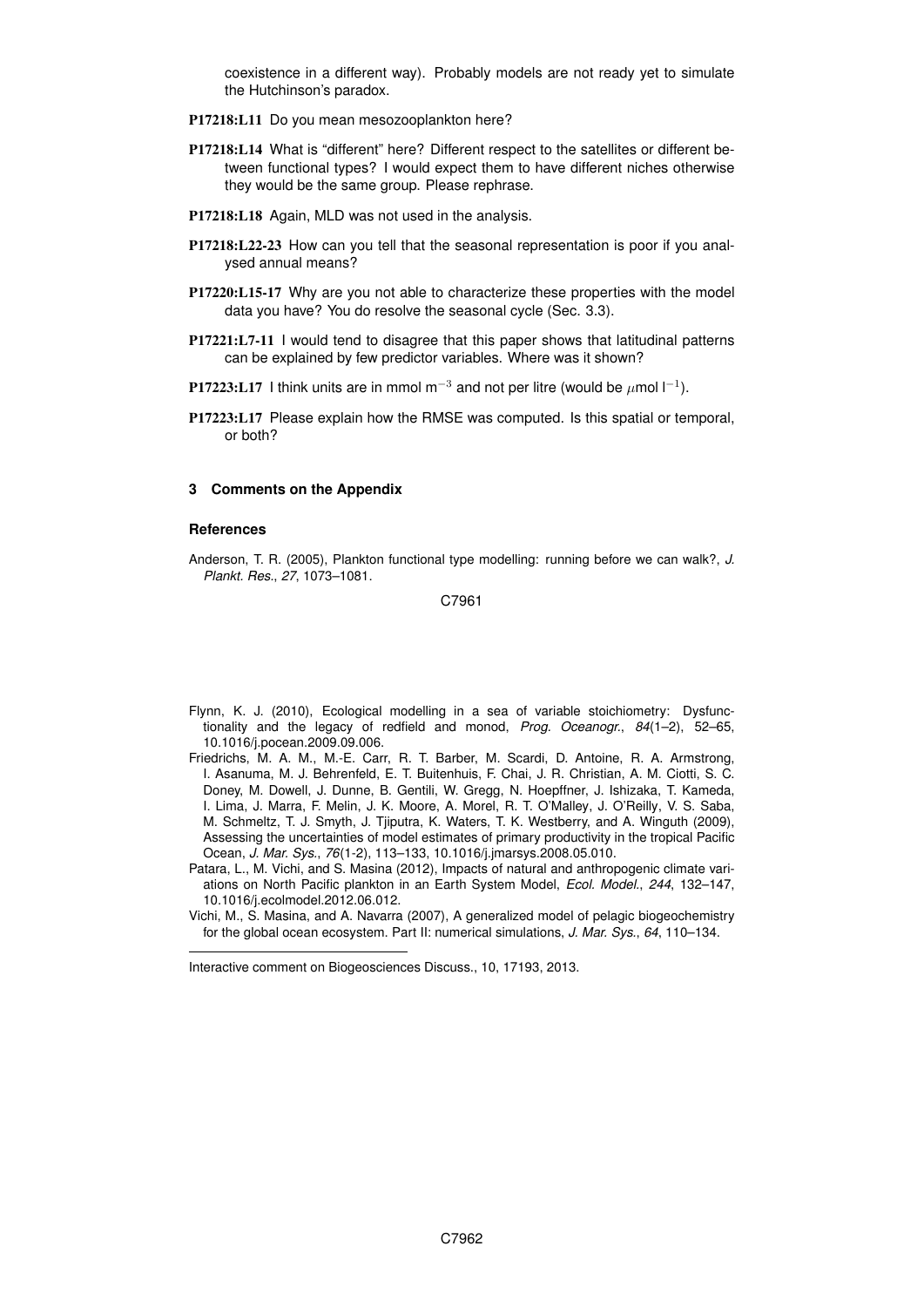coexistence in a different way). Probably models are not ready yet to simulate the Hutchinson's paradox.

**P17218:L11** Do you mean mesozooplankton here?

**P17218:L14** What is "different" here? Different respect to the satellites or different between functional types? I would expect them to have different niches otherwise they would be the same group. Please rephrase.

**P17218:L18** Again, MLD was not used in the analysis.

**P17218:L22-23** How can you tell that the seasonal representation is poor if you analysed annual means?

**P17220:L15-17** Why are you not able to characterize these properties with the model data you have? You do resolve the seasonal cycle (Sec. 3.3).

**P17221:L7-11** I would tend to disagree that this paper shows that latitudinal patterns can be explained by few predictor variables. Where was it shown?

**P17223:L17** I think units are in mmol m$^{-3}$ and not per litre (would be $\mu$mol l$^{-1}$).

**P17223:L17** Please explain how the RMSE was computed. Is this spatial or temporal, or both?

### 3 Comments on the Appendix

#### References

Anderson, T. R. (2005), Plankton functional type modelling: running before we can walk?, *J. Plankt. Res.*, *27*, 1073–1081.

Flynn, K. J. (2010), Ecological modelling in a sea of variable stoichiometry: Dysfunctionality and the legacy of redfield and monod, *Prog. Oceanogr.*, *84*(1–2), 52–65, 10.1016/j.pocean.2009.09.006.

Friedrichs, M. A. M., M.-E. Carr, R. T. Barber, M. Scardi, D. Antoine, R. A. Armstrong, I. Asanuma, M. J. Behrenfeld, E. T. Buitenhuis, F. Chai, J. R. Christian, A. M. Ciotti, S. C. Doney, M. Dowell, J. Dunne, B. Gentili, W. Gregg, N. Hoepffner, J. Ishizaka, T. Kameda, I. Lima, J. Marra, F. Melin, J. K. Moore, A. Morel, R. T. O'Malley, J. O'Reilly, V. S. Saba, M. Schmeltz, T. J. Smyth, J. Tjiputra, K. Waters, T. K. Westberry, and A. Winguth (2009), Assessing the uncertainties of model estimates of primary productivity in the tropical Pacific Ocean, *J. Mar. Sys.*, *76*(1-2), 113–133, 10.1016/j.jmarsys.2008.05.010.

Patara, L., M. Vichi, and S. Masina (2012), Impacts of natural and anthropogenic climate variations on North Pacific plankton in an Earth System Model, *Ecol. Model.*, *244*, 132–147, 10.1016/j.ecolmodel.2012.06.012.

Vichi, M., S. Masina, and A. Navarra (2007), A generalized model of pelagic biogeochemistry for the global ocean ecosystem. Part II: numerical simulations, *J. Mar. Sys.*, *64*, 110–134.

Interactive comment on Biogeosciences Discuss., 10, 17193, 2013.